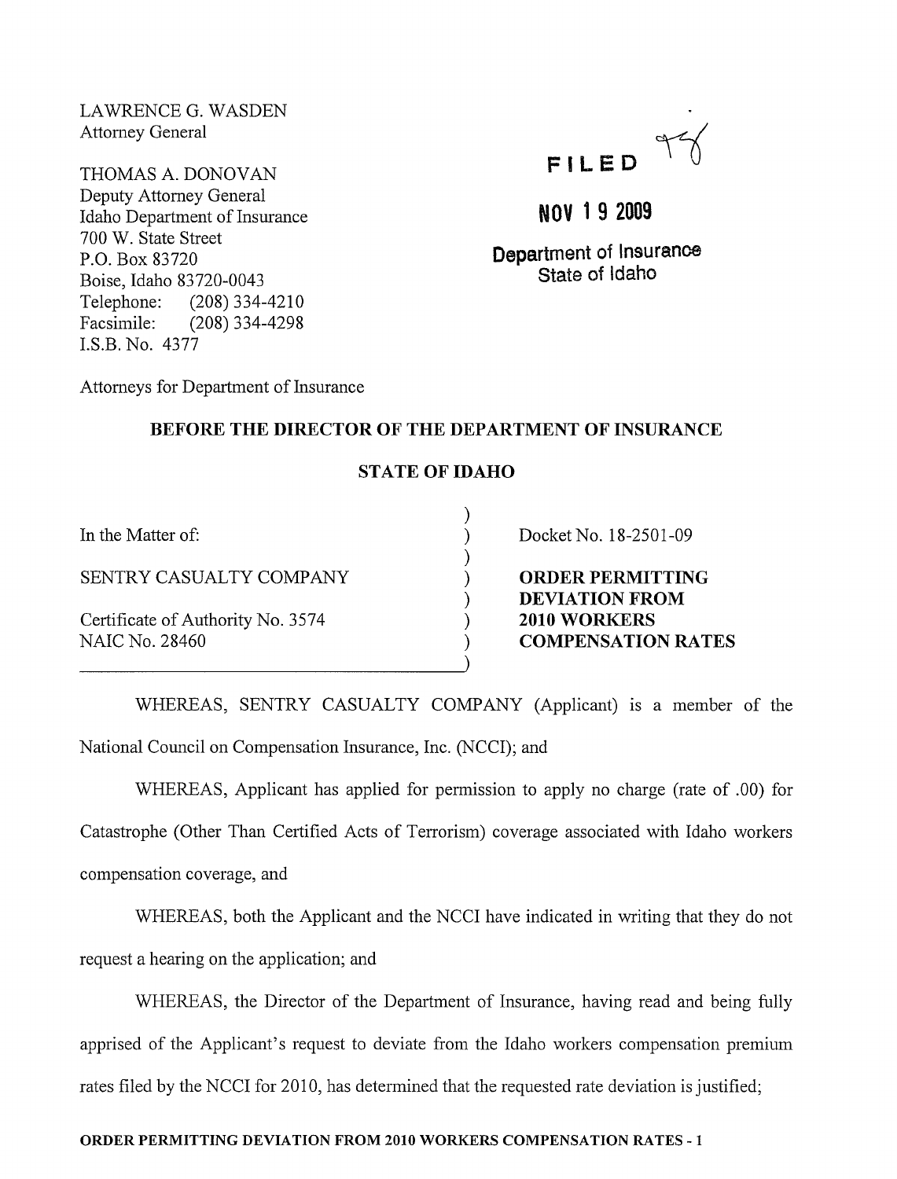LAWRENCE G. WASDEN
Attorney General

THOMAS A. DONOVAN
Deputy Attorney General
Idaho Department of Insurance
700 W. State Street
P.O. Box 83720
Boise, Idaho 83720-0043
Telephone: (208) 334-4210
Facsimile: (208) 334-4298
I.S.B. No. 4377

Attorneys for Department of Insurance

FILED

NOV 19 2009

Department of Insurance
State of Idaho

**BEFORE THE DIRECTOR OF THE DEPARTMENT OF INSURANCE**

**STATE OF IDAHO**

| | |
|---|---|
| In the Matter of: | Docket No. 18-2501-09 |
| SENTRY CASUALTY COMPANY | **ORDER PERMITTING DEVIATION FROM 2010 WORKERS COMPENSATION RATES** |
| Certificate of Authority No. 3574<br>NAIC No. 28460 | |

WHEREAS, SENTRY CASUALTY COMPANY (Applicant) is a member of the National Council on Compensation Insurance, Inc. (NCCI); and

WHEREAS, Applicant has applied for permission to apply no charge (rate of .00) for Catastrophe (Other Than Certified Acts of Terrorism) coverage associated with Idaho workers compensation coverage, and

WHEREAS, both the Applicant and the NCCI have indicated in writing that they do not request a hearing on the application; and

WHEREAS, the Director of the Department of Insurance, having read and being fully apprised of the Applicant's request to deviate from the Idaho workers compensation premium rates filed by the NCCI for 2010, has determined that the requested rate deviation is justified;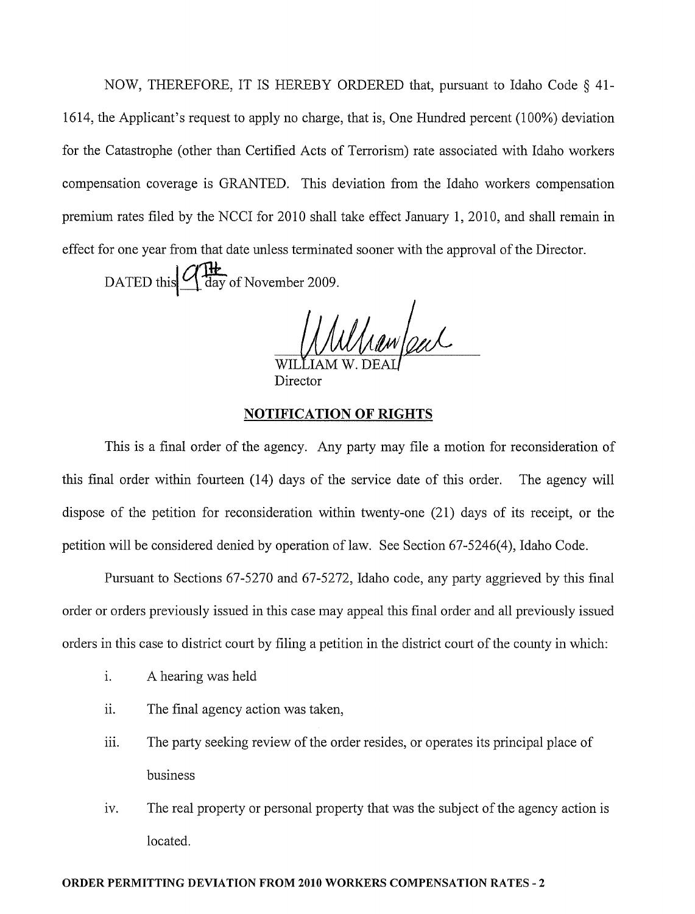NOW, THEREFORE, IT IS HEREBY ORDERED that, pursuant to Idaho Code § 41-1614, the Applicant's request to apply no charge, that is, One Hundred percent (100%) deviation for the Catastrophe (other than Certified Acts of Terrorism) rate associated with Idaho workers compensation coverage is GRANTED. This deviation from the Idaho workers compensation premium rates filed by the NCCI for 2010 shall take effect January 1, 2010, and shall remain in effect for one year from that date unless terminated sooner with the approval of the Director.

DATED this 9th day of November 2009.

WILLIAM W. DEAL
Director

## NOTIFICATION OF RIGHTS

This is a final order of the agency. Any party may file a motion for reconsideration of this final order within fourteen (14) days of the service date of this order. The agency will dispose of the petition for reconsideration within twenty-one (21) days of its receipt, or the petition will be considered denied by operation of law. See Section 67-5246(4), Idaho Code.

Pursuant to Sections 67-5270 and 67-5272, Idaho code, any party aggrieved by this final order or orders previously issued in this case may appeal this final order and all previously issued orders in this case to district court by filing a petition in the district court of the county in which:

i. A hearing was held

ii. The final agency action was taken,

iii. The party seeking review of the order resides, or operates its principal place of business

iv. The real property or personal property that was the subject of the agency action is located.

**ORDER PERMITTING DEVIATION FROM 2010 WORKERS COMPENSATION RATES - 2**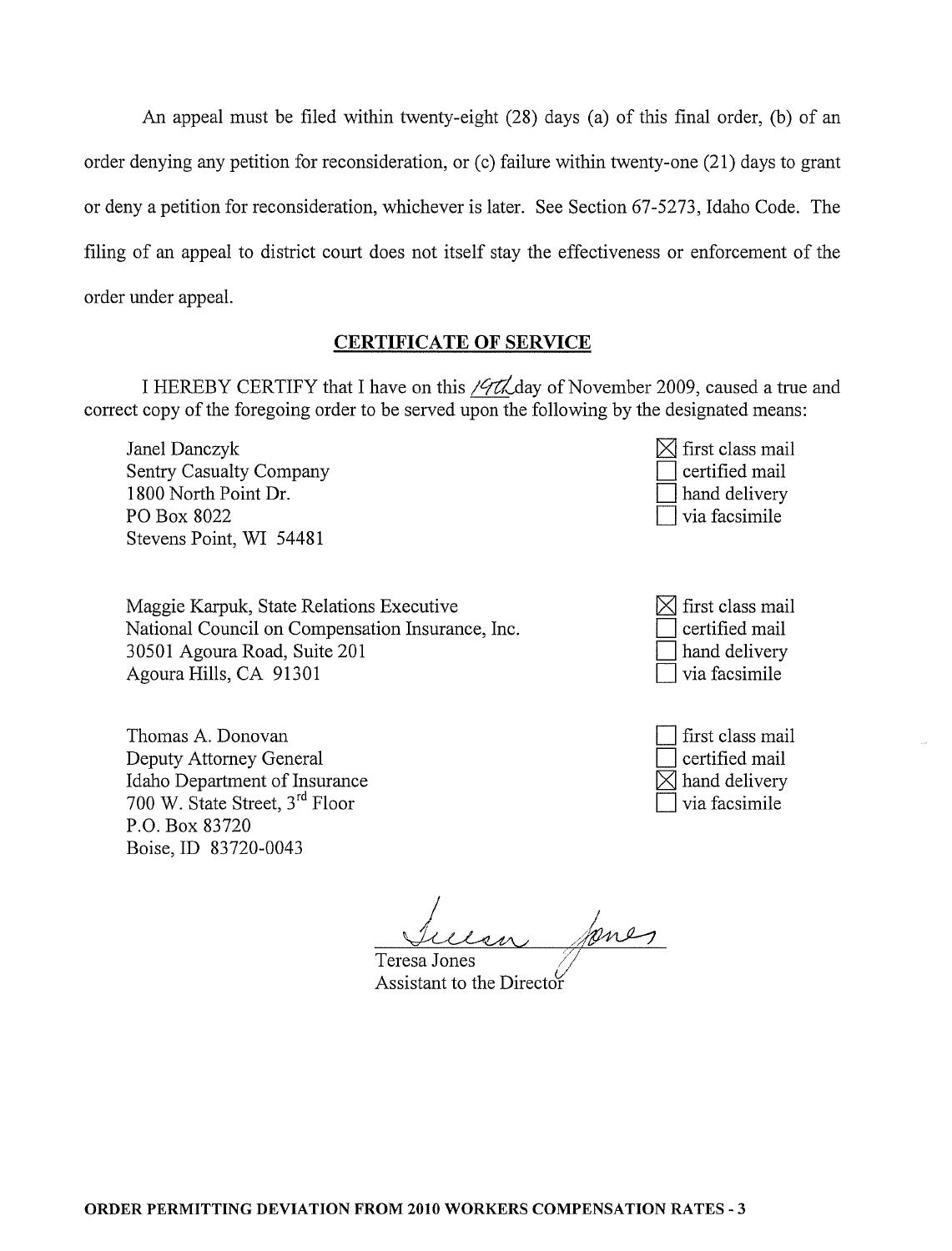An appeal must be filed within twenty-eight (28) days (a) of this final order, (b) of an order denying any petition for reconsideration, or (c) failure within twenty-one (21) days to grant or deny a petition for reconsideration, whichever is later. See Section 67-5273, Idaho Code. The filing of an appeal to district court does not itself stay the effectiveness or enforcement of the order under appeal.

## CERTIFICATE OF SERVICE

I HEREBY CERTIFY that I have on this 19th day of November 2009, caused a true and correct copy of the foregoing order to be served upon the following by the designated means:

Janel Danczyk
Sentry Casualty Company
1800 North Point Dr.
PO Box 8022
Stevens Point, WI 54481

- [x] first class mail
- [ ] certified mail
- [ ] hand delivery
- [ ] via facsimile

Maggie Karpuk, State Relations Executive
National Council on Compensation Insurance, Inc.
30501 Agoura Road, Suite 201
Agoura Hills, CA 91301

- [x] first class mail
- [ ] certified mail
- [ ] hand delivery
- [ ] via facsimile

Thomas A. Donovan
Deputy Attorney General
Idaho Department of Insurance
700 W. State Street, 3rd Floor
P.O. Box 83720
Boise, ID 83720-0043

- [ ] first class mail
- [ ] certified mail
- [x] hand delivery
- [ ] via facsimile

Teresa Jones
Assistant to the Director